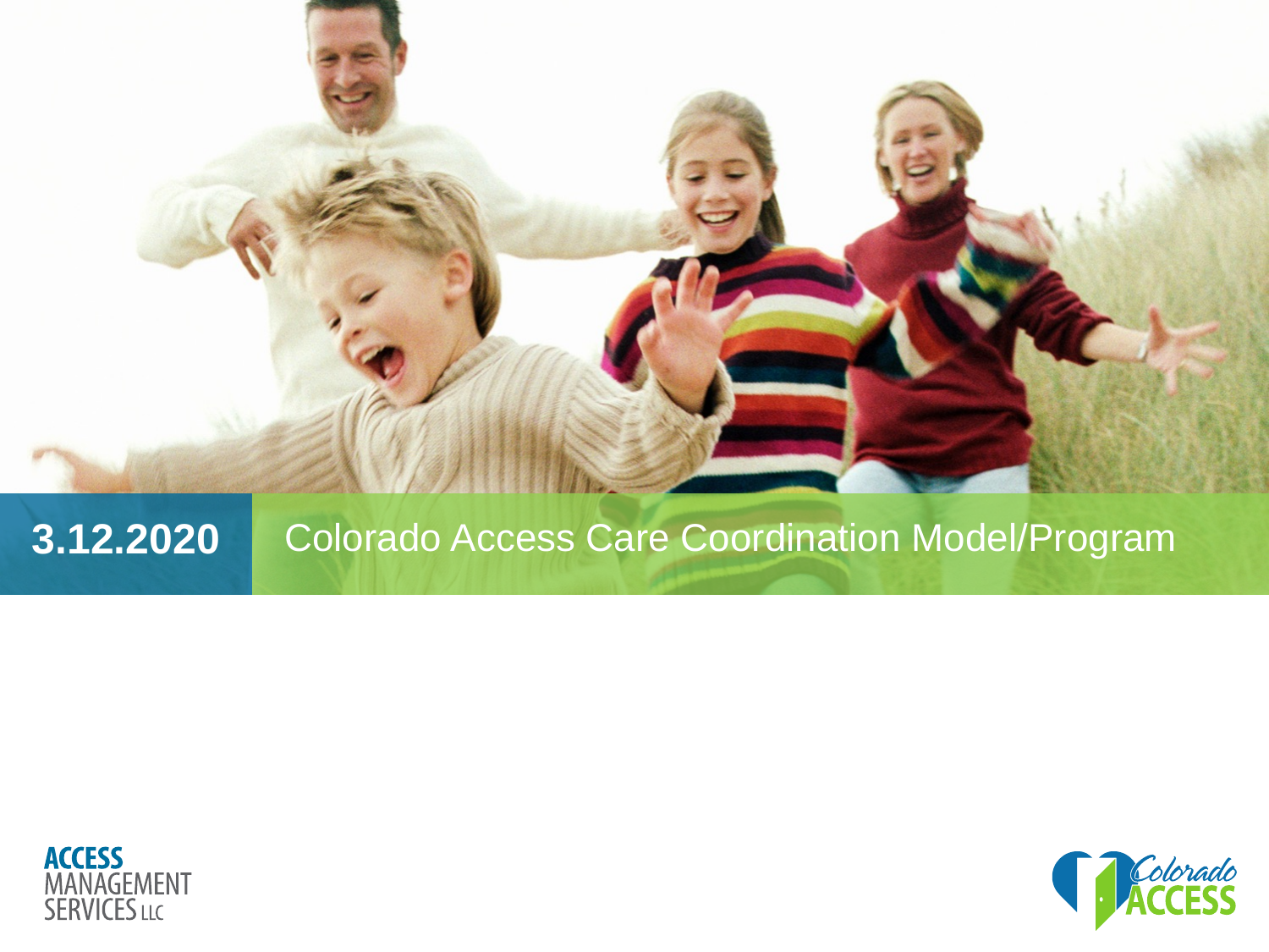**3.12.2020**

# Colorado Access Care Coordination Model/Program

ACCESS MANAGEMENT SERVICES LLC

Colorado ACCESS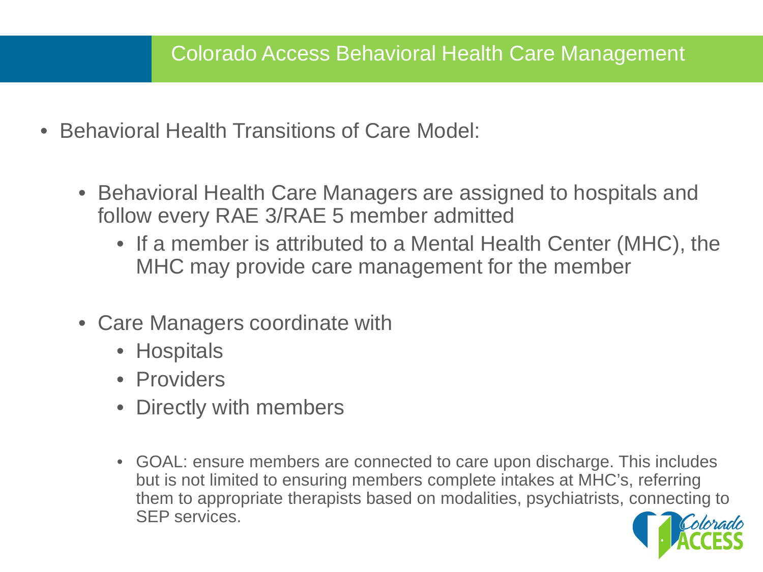# Colorado Access Behavioral Health Care Management

- Behavioral Health Transitions of Care Model:
  - Behavioral Health Care Managers are assigned to hospitals and follow every RAE 3/RAE 5 member admitted
    - If a member is attributed to a Mental Health Center (MHC), the MHC may provide care management for the member
  - Care Managers coordinate with
    - Hospitals
    - Providers
    - Directly with members
    - GOAL: ensure members are connected to care upon discharge. This includes but is not limited to ensuring members complete intakes at MHC's, referring them to appropriate therapists based on modalities, psychiatrists, connecting to SEP services.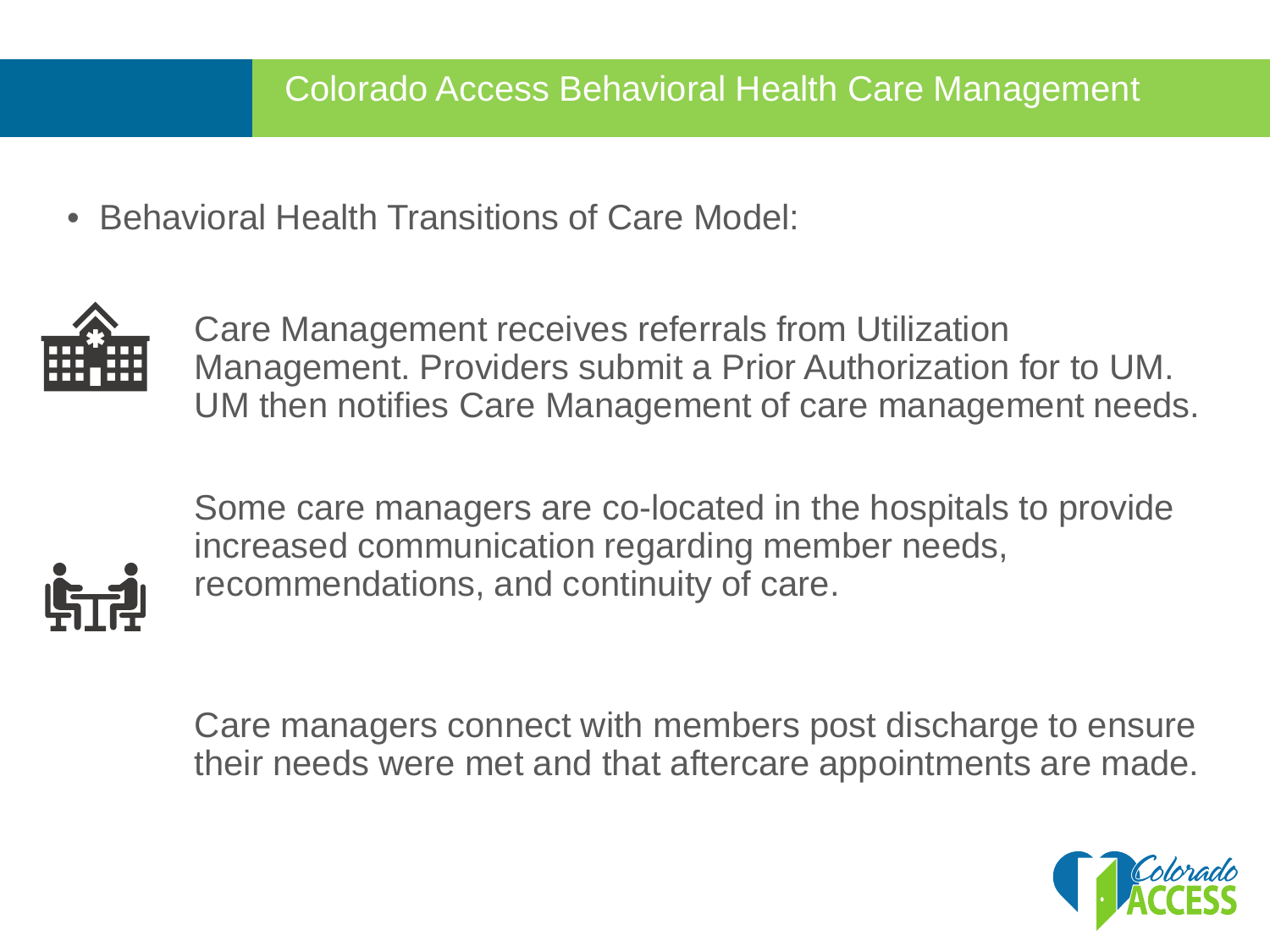# Colorado Access Behavioral Health Care Management

- Behavioral Health Transitions of Care Model:

Care Management receives referrals from Utilization Management. Providers submit a Prior Authorization for to UM. UM then notifies Care Management of care management needs.

Some care managers are co-located in the hospitals to provide increased communication regarding member needs, recommendations, and continuity of care.

Care managers connect with members post discharge to ensure their needs were met and that aftercare appointments are made.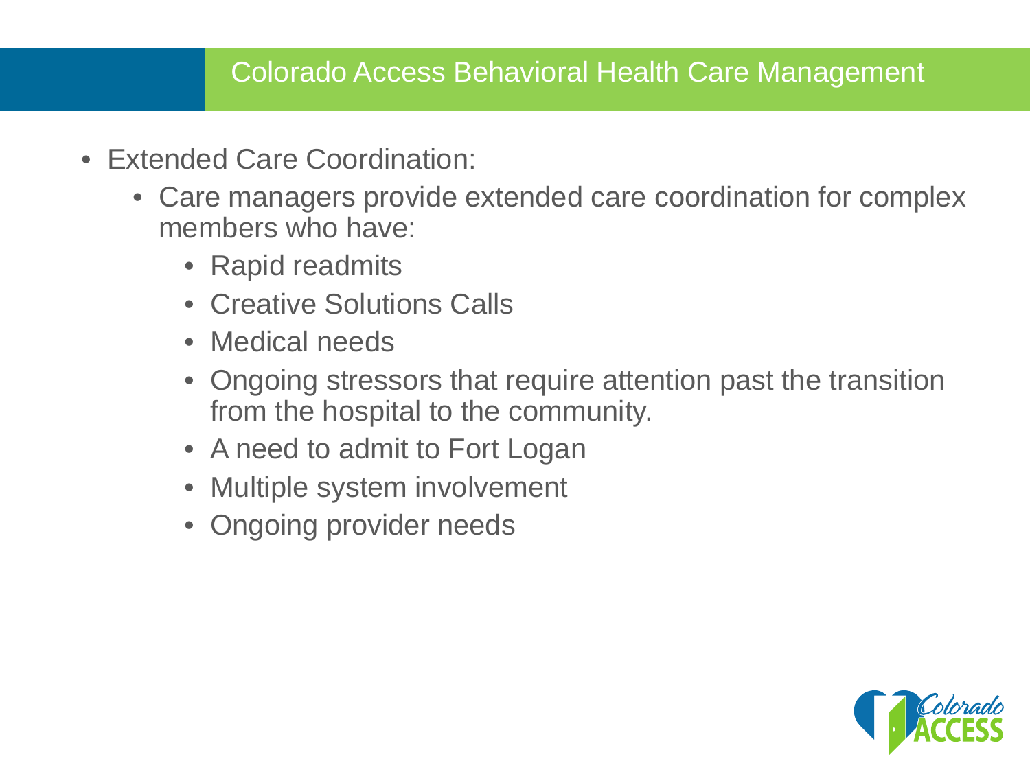# Colorado Access Behavioral Health Care Management

- Extended Care Coordination:
  - Care managers provide extended care coordination for complex members who have:
    - Rapid readmits
    - Creative Solutions Calls
    - Medical needs
    - Ongoing stressors that require attention past the transition from the hospital to the community.
    - A need to admit to Fort Logan
    - Multiple system involvement
    - Ongoing provider needs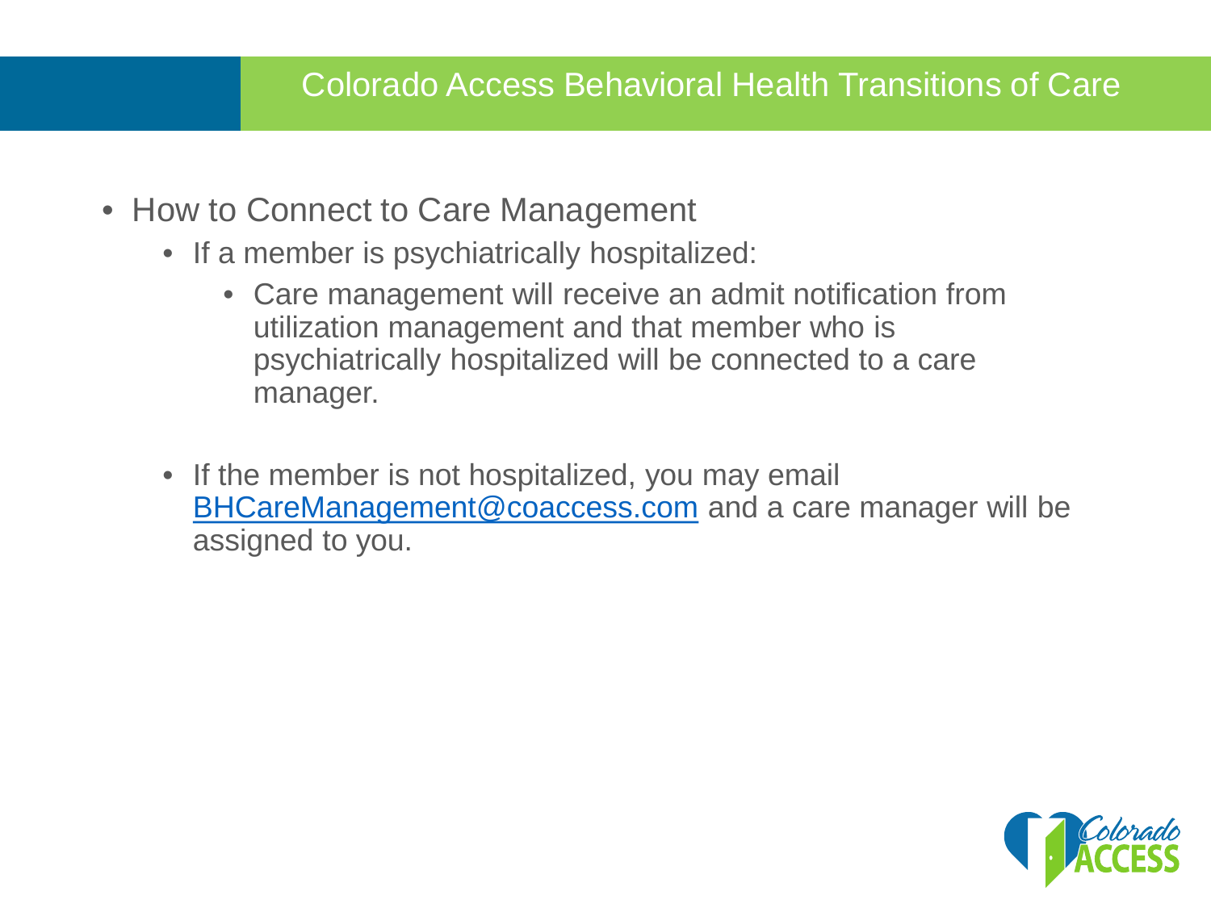## Colorado Access Behavioral Health Transitions of Care

- How to Connect to Care Management
  - If a member is psychiatrically hospitalized:
    - Care management will receive an admit notification from utilization management and that member who is psychiatrically hospitalized will be connected to a care manager.
  - If the member is not hospitalized, you may email BHCareManagement@coaccess.com and a care manager will be assigned to you.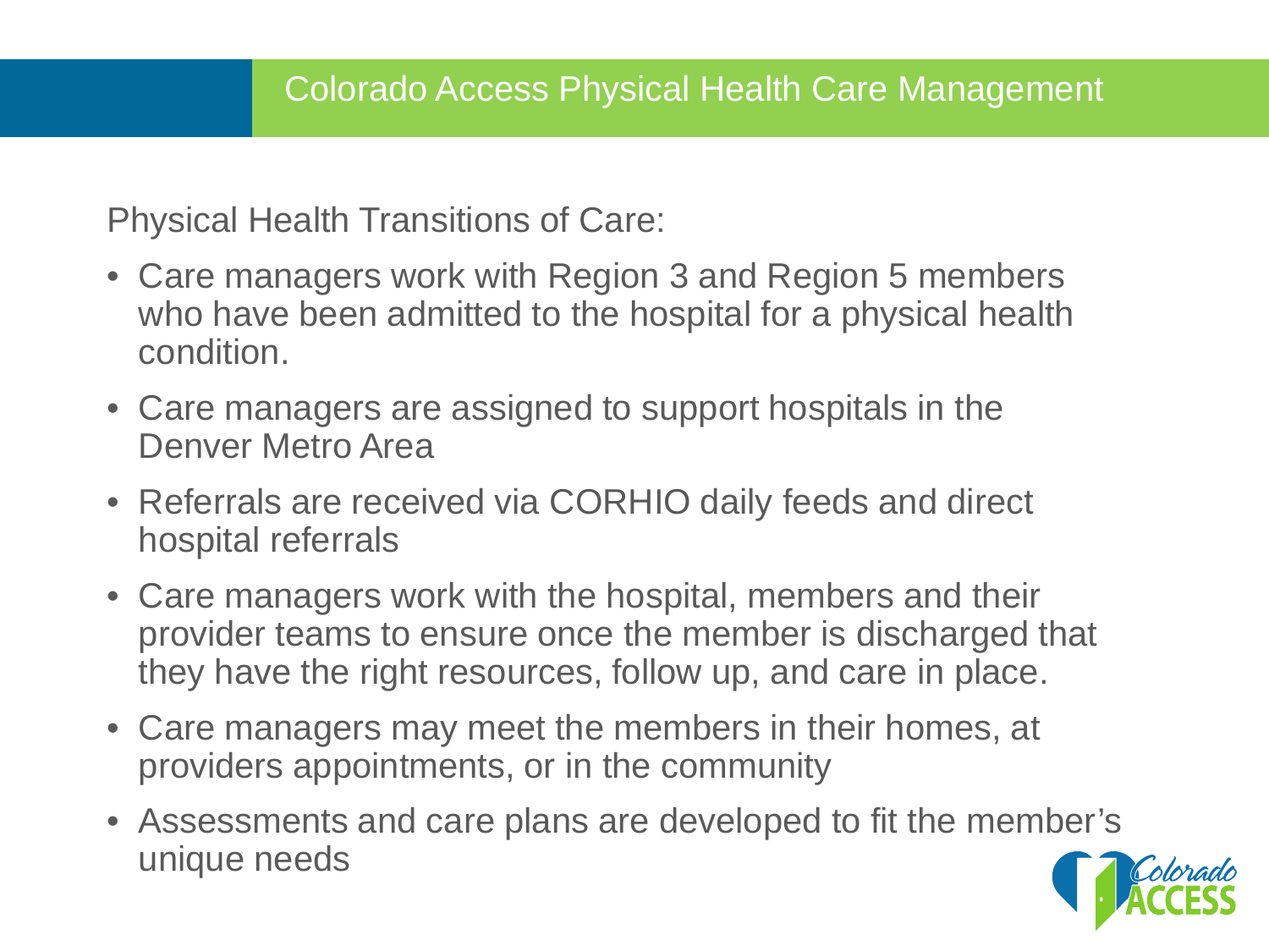# Colorado Access Physical Health Care Management

Physical Health Transitions of Care:

- Care managers work with Region 3 and Region 5 members who have been admitted to the hospital for a physical health condition.
- Care managers are assigned to support hospitals in the Denver Metro Area
- Referrals are received via CORHIO daily feeds and direct hospital referrals
- Care managers work with the hospital, members and their provider teams to ensure once the member is discharged that they have the right resources, follow up, and care in place.
- Care managers may meet the members in their homes, at providers appointments, or in the community
- Assessments and care plans are developed to fit the member's unique needs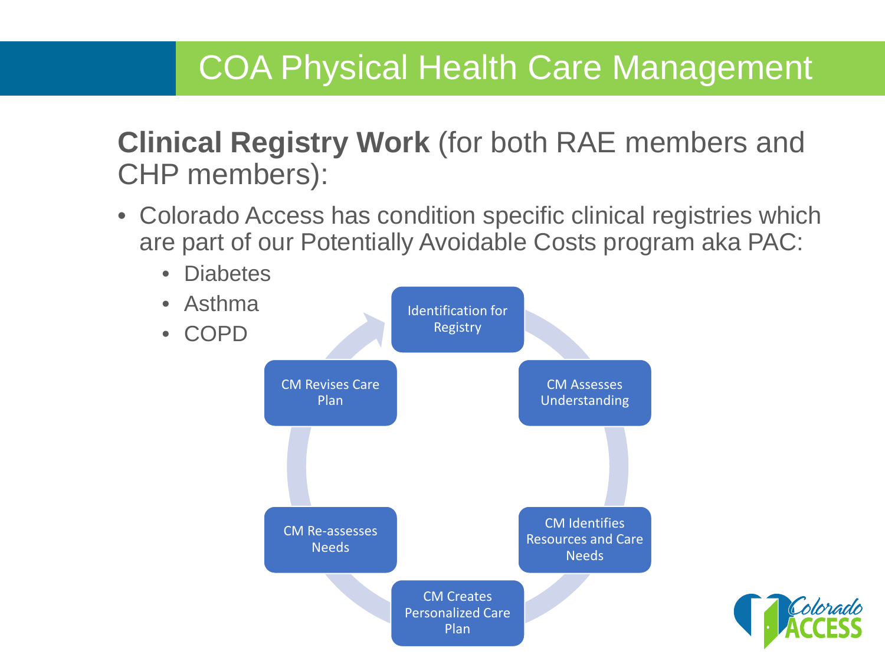# COA Physical Health Care Management

**Clinical Registry Work** (for both RAE members and CHP members):

- Colorado Access has condition specific clinical registries which are part of our Potentially Avoidable Costs program aka PAC:
  - Diabetes
  - Asthma
  - COPD

1. Identification for Registry
2. CM Assesses Understanding
3. CM Identifies Resources and Care Needs
4. CM Creates Personalized Care Plan
5. CM Re-assesses Needs
6. CM Revises Care Plan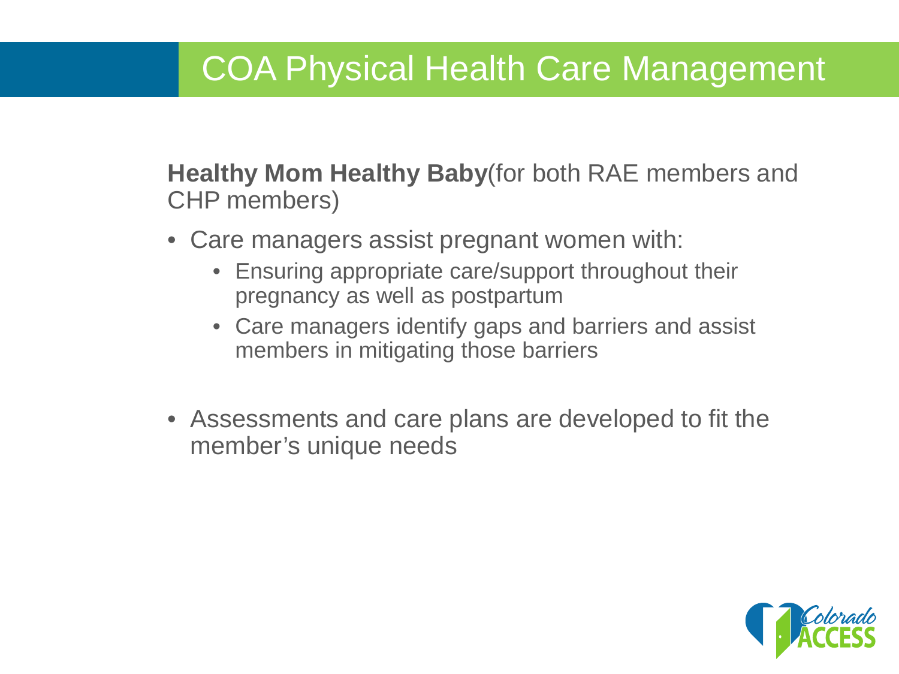# COA Physical Health Care Management

**Healthy Mom Healthy Baby**(for both RAE members and CHP members)

- Care managers assist pregnant women with:
  - Ensuring appropriate care/support throughout their pregnancy as well as postpartum
  - Care managers identify gaps and barriers and assist members in mitigating those barriers
- Assessments and care plans are developed to fit the member's unique needs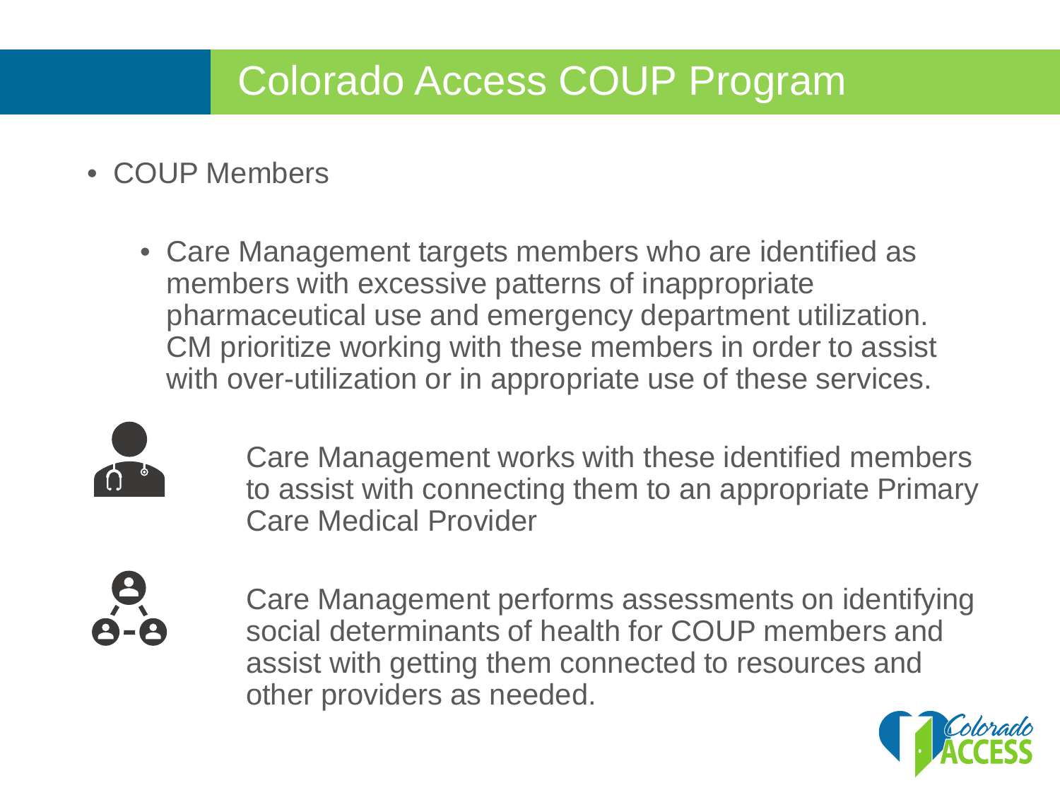# Colorado Access COUP Program

- COUP Members
  - Care Management targets members who are identified as members with excessive patterns of inappropriate pharmaceutical use and emergency department utilization. CM prioritize working with these members in order to assist with over-utilization or in appropriate use of these services.

Care Management works with these identified members to assist with connecting them to an appropriate Primary Care Medical Provider

Care Management performs assessments on identifying social determinants of health for COUP members and assist with getting them connected to resources and other providers as needed.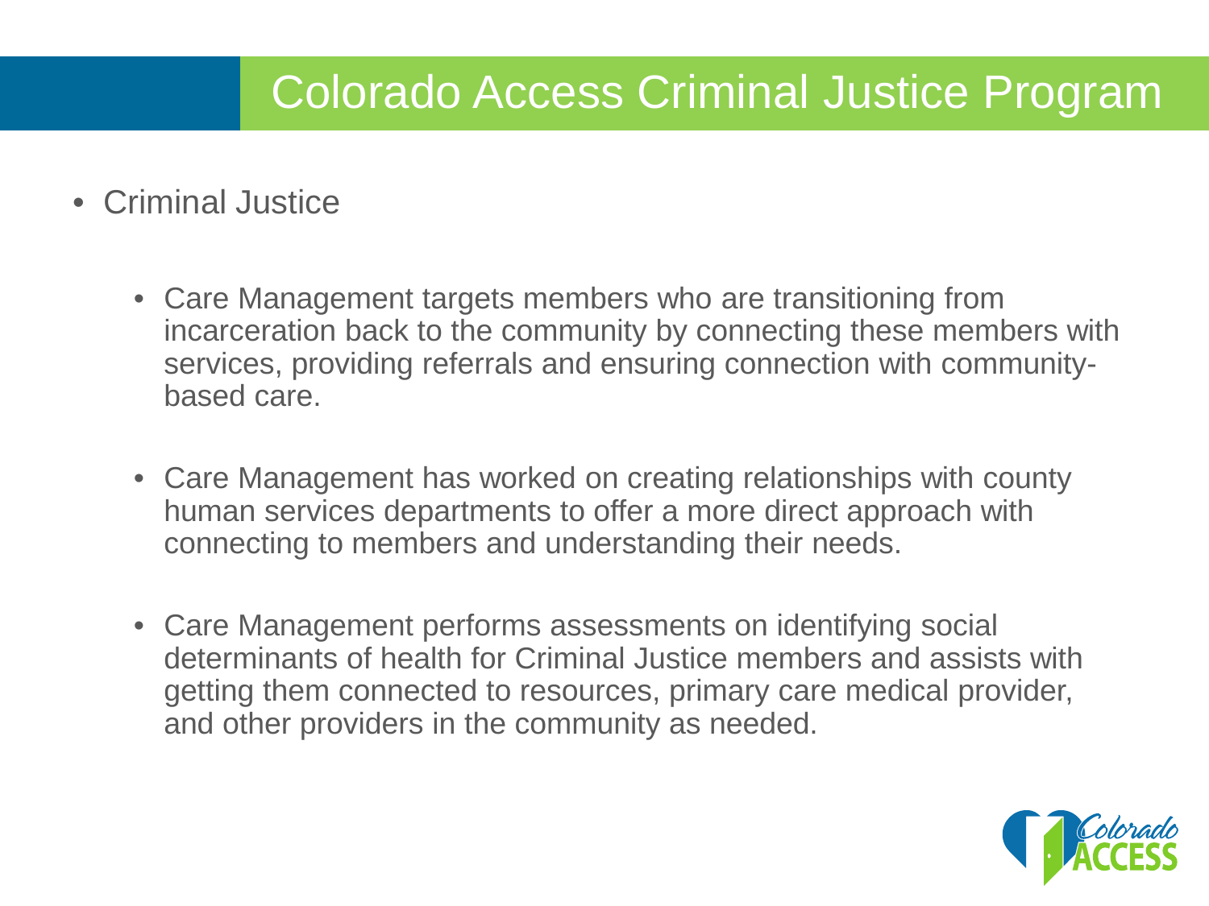# Colorado Access Criminal Justice Program

- Criminal Justice
  - Care Management targets members who are transitioning from incarceration back to the community by connecting these members with services, providing referrals and ensuring connection with community-based care.
  - Care Management has worked on creating relationships with county human services departments to offer a more direct approach with connecting to members and understanding their needs.
  - Care Management performs assessments on identifying social determinants of health for Criminal Justice members and assists with getting them connected to resources, primary care medical provider, and other providers in the community as needed.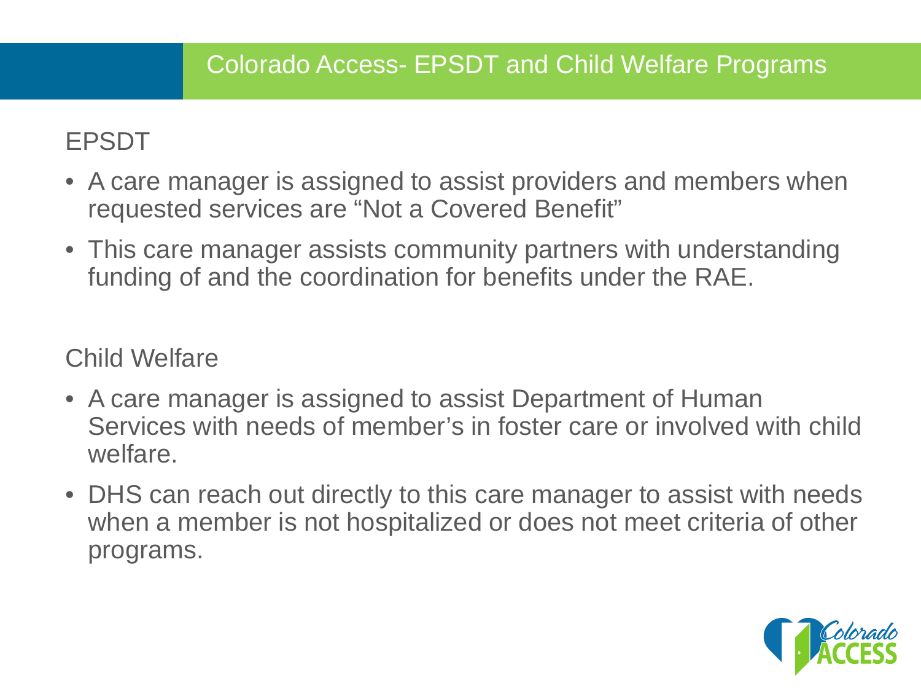# Colorado Access- EPSDT and Child Welfare Programs

## EPSDT

- A care manager is assigned to assist providers and members when requested services are "Not a Covered Benefit"
- This care manager assists community partners with understanding funding of and the coordination for benefits under the RAE.

## Child Welfare

- A care manager is assigned to assist Department of Human Services with needs of member's in foster care or involved with child welfare.
- DHS can reach out directly to this care manager to assist with needs when a member is not hospitalized or does not meet criteria of other programs.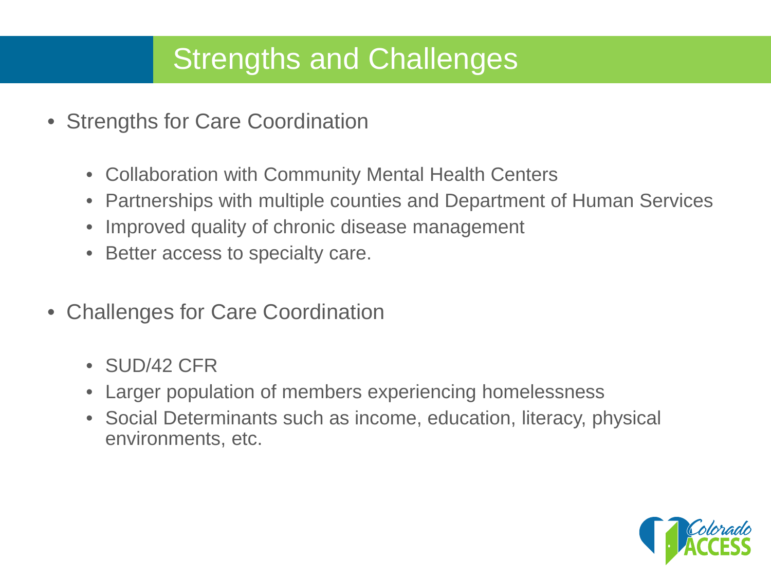# Strengths and Challenges

- Strengths for Care Coordination
  - Collaboration with Community Mental Health Centers
  - Partnerships with multiple counties and Department of Human Services
  - Improved quality of chronic disease management
  - Better access to specialty care.
- Challenges for Care Coordination
  - SUD/42 CFR
  - Larger population of members experiencing homelessness
  - Social Determinants such as income, education, literacy, physical environments, etc.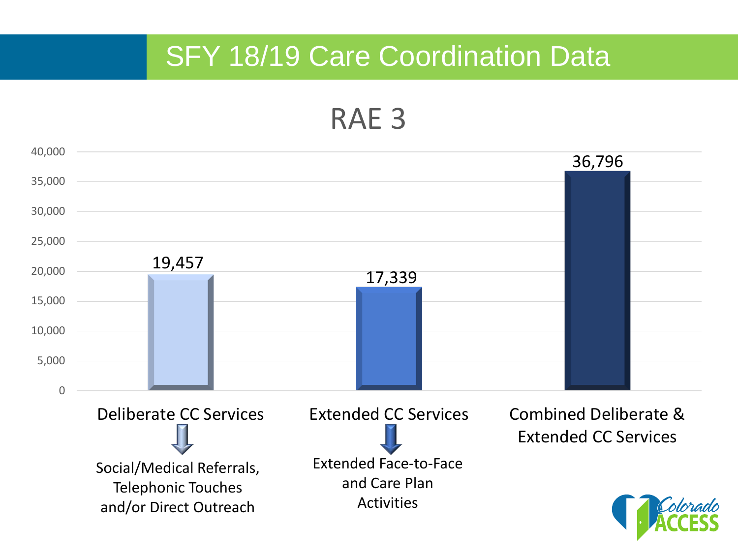# SFY 18/19 Care Coordination Data

## RAE 3

| Category | Count |
| --- | --- |
| Deliberate CC Services | 19,457 |
| Extended CC Services | 17,339 |
| Combined Deliberate & Extended CC Services | 36,796 |

**Deliberate CC Services** → Social/Medical Referrals, Telephonic Touches and/or Direct Outreach

**Extended CC Services** → Extended Face-to-Face and Care Plan Activities

**Combined Deliberate & Extended CC Services**

Colorado Access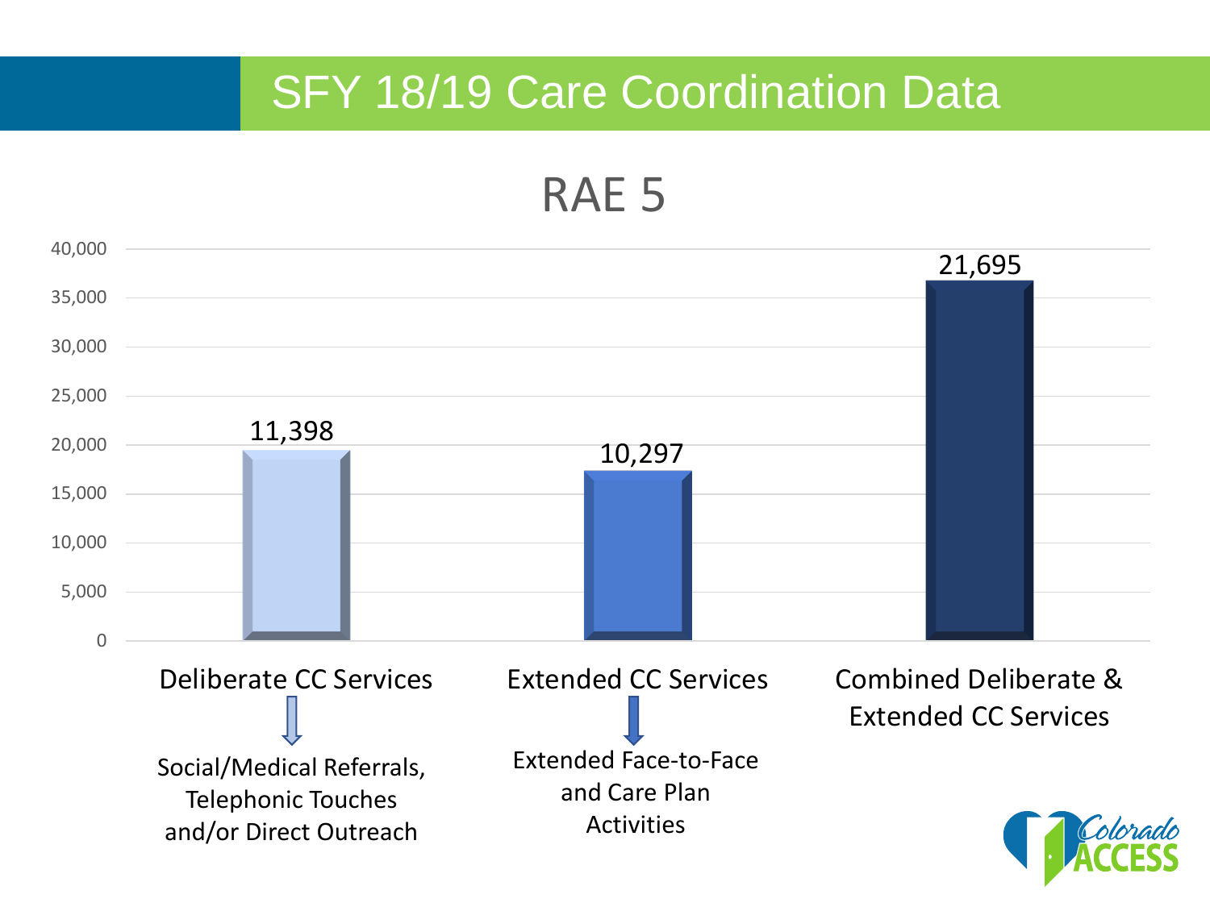# SFY 18/19 Care Coordination Data

## RAE 5

40,000
35,000
30,000
25,000
20,000
15,000
10,000
5,000
0

11,398
10,297
21,695

Deliberate CC Services

Social/Medical Referrals, Telephonic Touches and/or Direct Outreach

Extended CC Services

Extended Face-to-Face and Care Plan Activities

Combined Deliberate & Extended CC Services

Colorado ACCESS